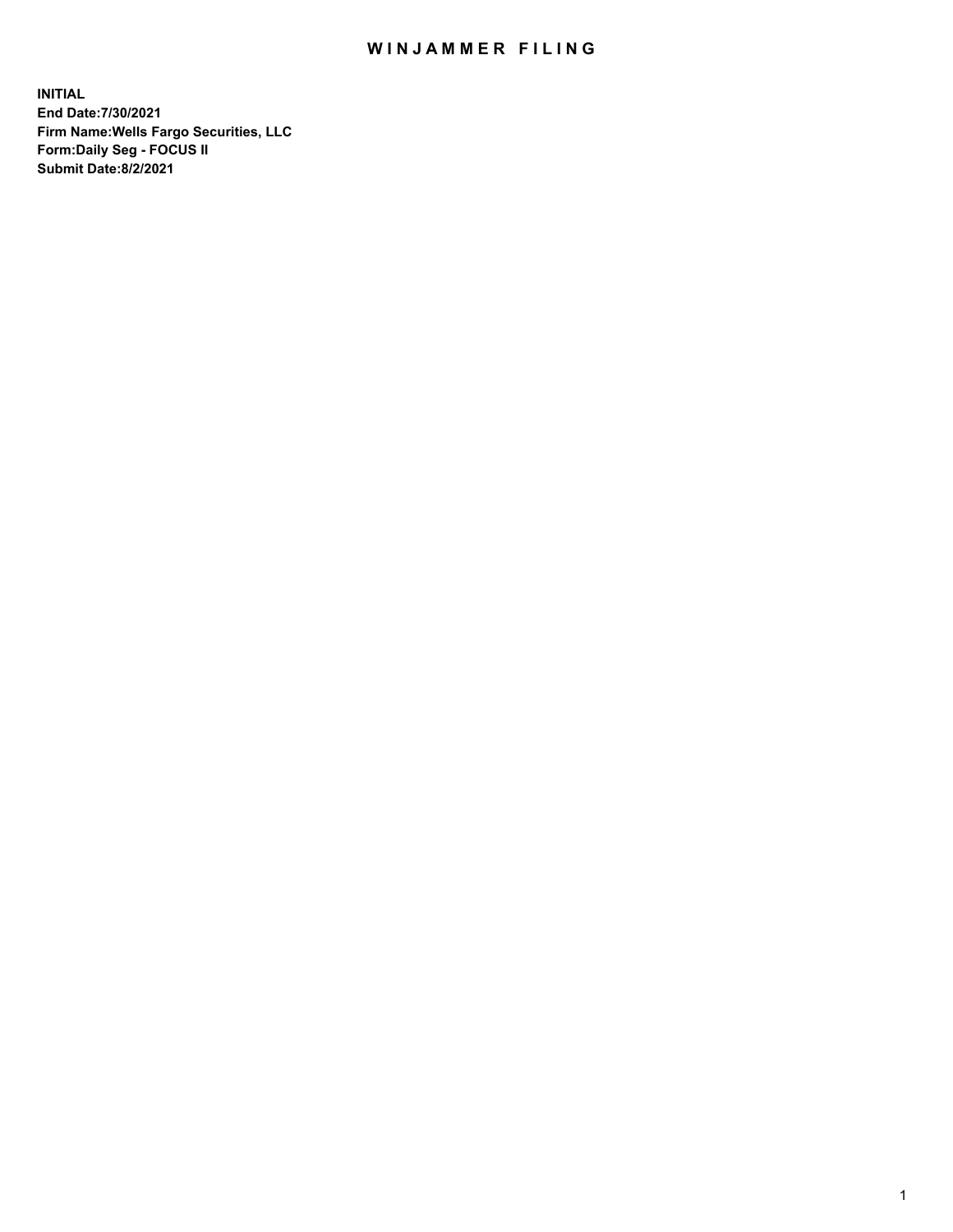# WINJAMMER FILING

**INITIAL**
**End Date:7/30/2021**
**Firm Name:Wells Fargo Securities, LLC**
**Form:Daily Seg - FOCUS II**
**Submit Date:8/2/2021**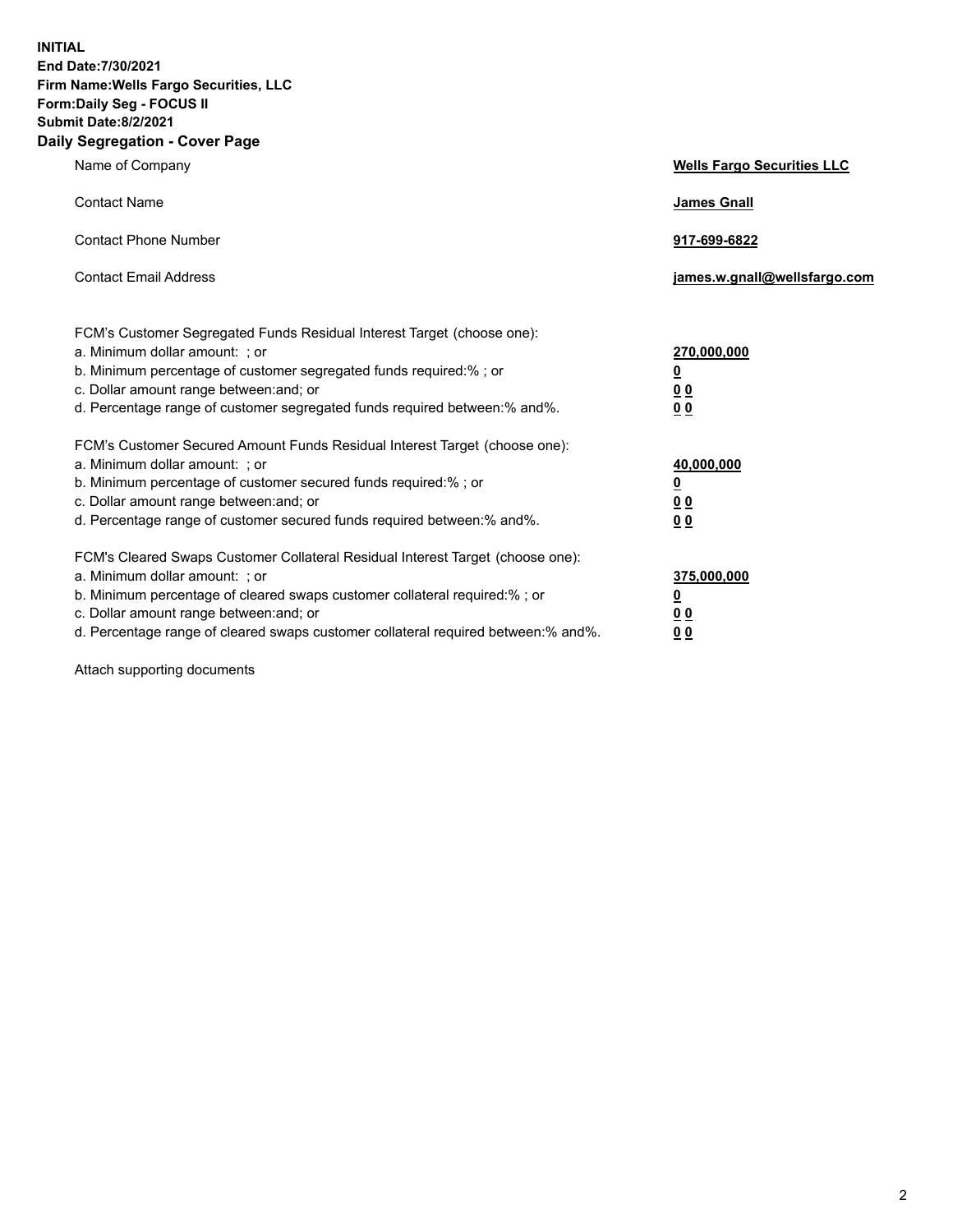**INITIAL**
**End Date:7/30/2021**
**Firm Name:Wells Fargo Securities, LLC**
**Form:Daily Seg - FOCUS II**
**Submit Date:8/2/2021**

## Daily Segregation - Cover Page

| | |
|---|---|
| Name of Company | **Wells Fargo Securities LLC** |
| Contact Name | **James Gnall** |
| Contact Phone Number | **917-699-6822** |
| Contact Email Address | **james.w.gnall@wellsfargo.com** |

| | |
|---|---|
| FCM's Customer Segregated Funds Residual Interest Target (choose one): | |
| a. Minimum dollar amount: ; or | **270,000,000** |
| b. Minimum percentage of customer segregated funds required:% ; or | **0** |
| c. Dollar amount range between:and; or | **0 0** |
| d. Percentage range of customer segregated funds required between:% and%. | **0 0** |
| FCM's Customer Secured Amount Funds Residual Interest Target (choose one): | |
| a. Minimum dollar amount: ; or | **40,000,000** |
| b. Minimum percentage of customer secured funds required:% ; or | **0** |
| c. Dollar amount range between:and; or | **0 0** |
| d. Percentage range of customer secured funds required between:% and%. | **0 0** |
| FCM's Cleared Swaps Customer Collateral Residual Interest Target (choose one): | |
| a. Minimum dollar amount: ; or | **375,000,000** |
| b. Minimum percentage of cleared swaps customer collateral required:% ; or | **0** |
| c. Dollar amount range between:and; or | **0 0** |
| d. Percentage range of cleared swaps customer collateral required between:% and%. | **0 0** |

Attach supporting documents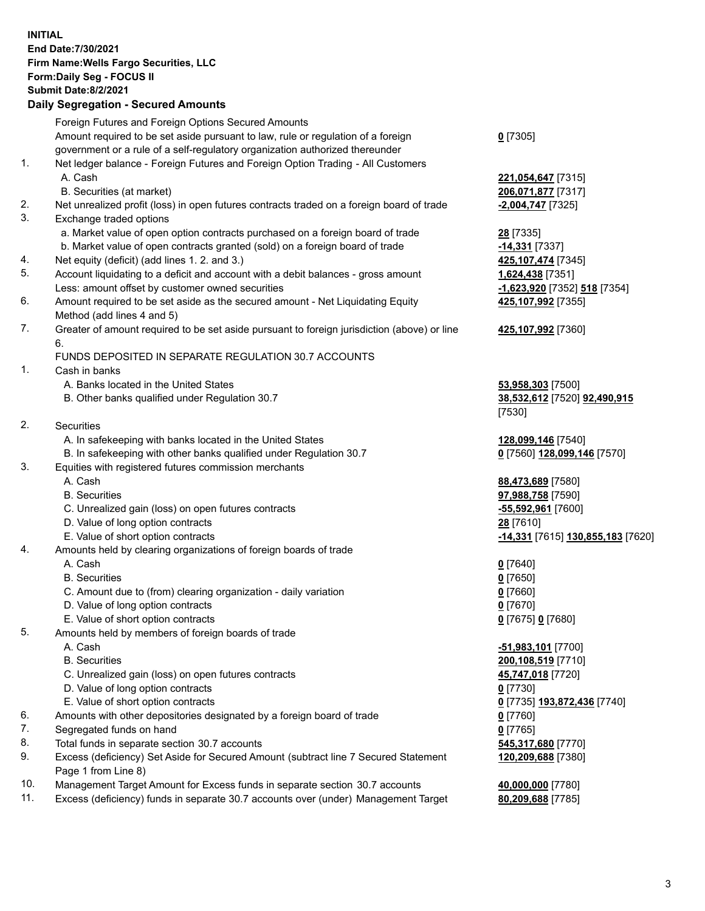**INITIAL**
**End Date:7/30/2021**
**Firm Name:Wells Fargo Securities, LLC**
**Form:Daily Seg - FOCUS II**
**Submit Date:8/2/2021**

## Daily Segregation - Secured Amounts

| | | |
|---|---|---|
| | Foreign Futures and Foreign Options Secured Amounts | |
| | Amount required to be set aside pursuant to law, rule or regulation of a foreign government or a rule of a self-regulatory organization authorized thereunder | **0** [7305] |
| 1. | Net ledger balance - Foreign Futures and Foreign Option Trading - All Customers | |
| | A. Cash | **221,054,647** [7315] |
| | B. Securities (at market) | **206,071,877** [7317] |
| 2. | Net unrealized profit (loss) in open futures contracts traded on a foreign board of trade | **-2,004,747** [7325] |
| 3. | Exchange traded options | |
| | a. Market value of open option contracts purchased on a foreign board of trade | **28** [7335] |
| | b. Market value of open contracts granted (sold) on a foreign board of trade | **-14,331** [7337] |
| 4. | Net equity (deficit) (add lines 1. 2. and 3.) | **425,107,474** [7345] |
| 5. | Account liquidating to a deficit and account with a debit balances - gross amount | **1,624,438** [7351] |
| | Less: amount offset by customer owned securities | **-1,623,920** [7352] **518** [7354] |
| 6. | Amount required to be set aside as the secured amount - Net Liquidating Equity Method (add lines 4 and 5) | **425,107,992** [7355] |
| 7. | Greater of amount required to be set aside pursuant to foreign jurisdiction (above) or line 6. | **425,107,992** [7360] |
| | FUNDS DEPOSITED IN SEPARATE REGULATION 30.7 ACCOUNTS | |
| 1. | Cash in banks | |
| | A. Banks located in the United States | **53,958,303** [7500] |
| | B. Other banks qualified under Regulation 30.7 | **38,532,612** [7520] **92,490,915** [7530] |
| 2. | Securities | |
| | A. In safekeeping with banks located in the United States | **128,099,146** [7540] |
| | B. In safekeeping with other banks qualified under Regulation 30.7 | **0** [7560] **128,099,146** [7570] |
| 3. | Equities with registered futures commission merchants | |
| | A. Cash | **88,473,689** [7580] |
| | B. Securities | **97,988,758** [7590] |
| | C. Unrealized gain (loss) on open futures contracts | **-55,592,961** [7600] |
| | D. Value of long option contracts | **28** [7610] |
| | E. Value of short option contracts | **-14,331** [7615] **130,855,183** [7620] |
| 4. | Amounts held by clearing organizations of foreign boards of trade | |
| | A. Cash | **0** [7640] |
| | B. Securities | **0** [7650] |
| | C. Amount due to (from) clearing organization - daily variation | **0** [7660] |
| | D. Value of long option contracts | **0** [7670] |
| | E. Value of short option contracts | **0** [7675] **0** [7680] |
| 5. | Amounts held by members of foreign boards of trade | |
| | A. Cash | **-51,983,101** [7700] |
| | B. Securities | **200,108,519** [7710] |
| | C. Unrealized gain (loss) on open futures contracts | **45,747,018** [7720] |
| | D. Value of long option contracts | **0** [7730] |
| | E. Value of short option contracts | **0** [7735] **193,872,436** [7740] |
| 6. | Amounts with other depositories designated by a foreign board of trade | **0** [7760] |
| 7. | Segregated funds on hand | **0** [7765] |
| 8. | Total funds in separate section 30.7 accounts | **545,317,680** [7770] |
| 9. | Excess (deficiency) Set Aside for Secured Amount (subtract line 7 Secured Statement Page 1 from Line 8) | **120,209,688** [7380] |
| 10. | Management Target Amount for Excess funds in separate section 30.7 accounts | **40,000,000** [7780] |
| 11. | Excess (deficiency) funds in separate 30.7 accounts over (under) Management Target | **80,209,688** [7785] |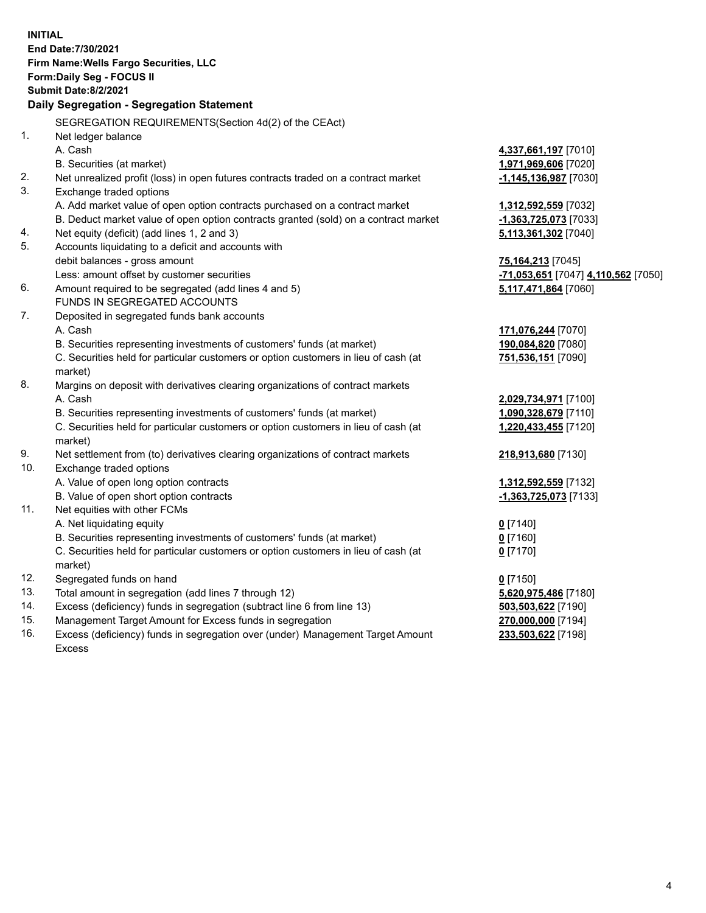**INITIAL**
**End Date:7/30/2021**
**Firm Name:Wells Fargo Securities, LLC**
**Form:Daily Seg - FOCUS II**
**Submit Date:8/2/2021**

**Daily Segregation - Segregation Statement**

| | | |
|---|---|---|
| | SEGREGATION REQUIREMENTS(Section 4d(2) of the CEAct) | |
| 1. | Net ledger balance | |
| | A. Cash | **4,337,661,197** [7010] |
| | B. Securities (at market) | **1,971,969,606** [7020] |
| 2. | Net unrealized profit (loss) in open futures contracts traded on a contract market | **-1,145,136,987** [7030] |
| 3. | Exchange traded options | |
| | A. Add market value of open option contracts purchased on a contract market | **1,312,592,559** [7032] |
| | B. Deduct market value of open option contracts granted (sold) on a contract market | **-1,363,725,073** [7033] |
| 4. | Net equity (deficit) (add lines 1, 2 and 3) | **5,113,361,302** [7040] |
| 5. | Accounts liquidating to a deficit and accounts with | |
| | debit balances - gross amount | **75,164,213** [7045] |
| | Less: amount offset by customer securities | **-71,053,651** [7047] **4,110,562** [7050] |
| 6. | Amount required to be segregated (add lines 4 and 5) | **5,117,471,864** [7060] |
| | FUNDS IN SEGREGATED ACCOUNTS | |
| 7. | Deposited in segregated funds bank accounts | |
| | A. Cash | **171,076,244** [7070] |
| | B. Securities representing investments of customers' funds (at market) | **190,084,820** [7080] |
| | C. Securities held for particular customers or option customers in lieu of cash (at market) | **751,536,151** [7090] |
| 8. | Margins on deposit with derivatives clearing organizations of contract markets | |
| | A. Cash | **2,029,734,971** [7100] |
| | B. Securities representing investments of customers' funds (at market) | **1,090,328,679** [7110] |
| | C. Securities held for particular customers or option customers in lieu of cash (at market) | **1,220,433,455** [7120] |
| 9. | Net settlement from (to) derivatives clearing organizations of contract markets | **218,913,680** [7130] |
| 10. | Exchange traded options | |
| | A. Value of open long option contracts | **1,312,592,559** [7132] |
| | B. Value of open short option contracts | **-1,363,725,073** [7133] |
| 11. | Net equities with other FCMs | |
| | A. Net liquidating equity | **0** [7140] |
| | B. Securities representing investments of customers' funds (at market) | **0** [7160] |
| | C. Securities held for particular customers or option customers in lieu of cash (at market) | **0** [7170] |
| 12. | Segregated funds on hand | **0** [7150] |
| 13. | Total amount in segregation (add lines 7 through 12) | **5,620,975,486** [7180] |
| 14. | Excess (deficiency) funds in segregation (subtract line 6 from line 13) | **503,503,622** [7190] |
| 15. | Management Target Amount for Excess funds in segregation | **270,000,000** [7194] |
| 16. | Excess (deficiency) funds in segregation over (under) Management Target Amount Excess | **233,503,622** [7198] |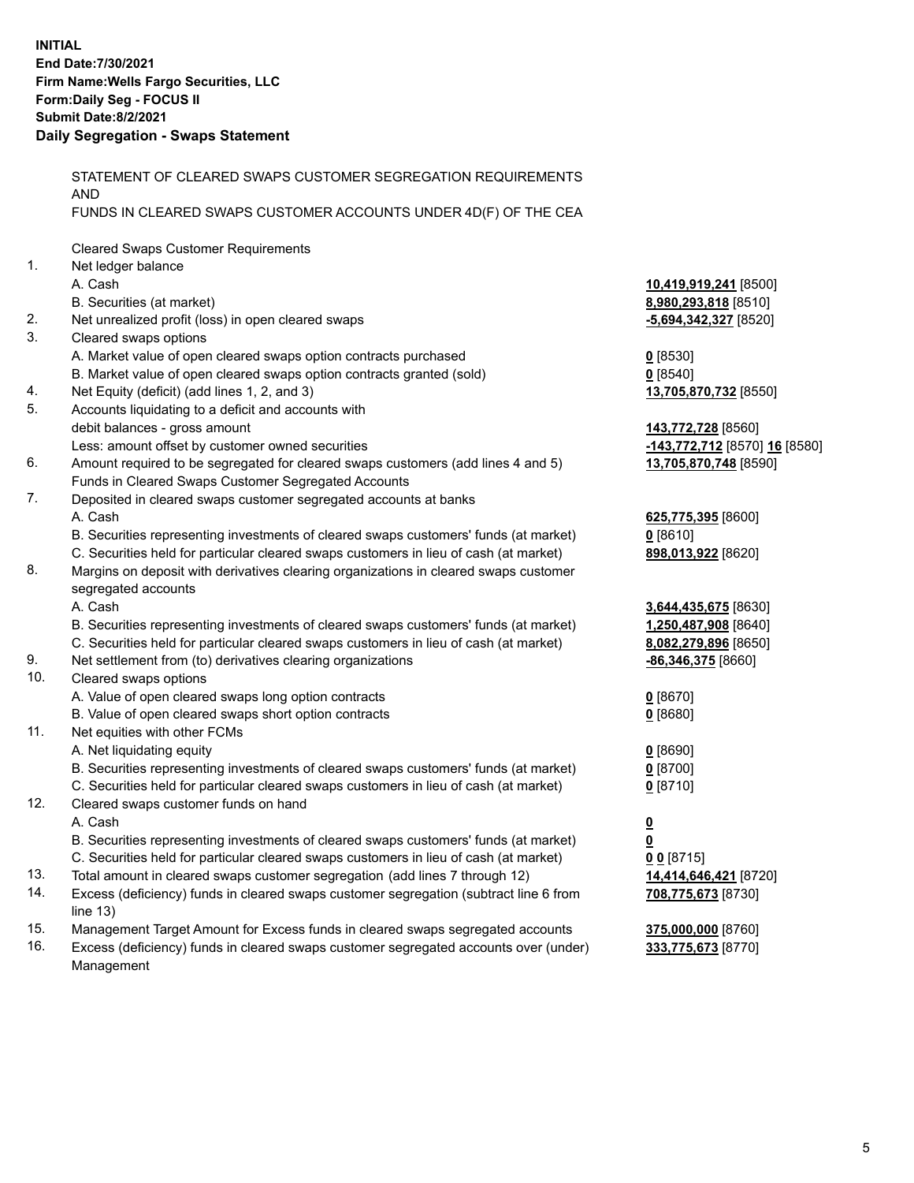**INITIAL**
**End Date:7/30/2021**
**Firm Name:Wells Fargo Securities, LLC**
**Form:Daily Seg - FOCUS II**
**Submit Date:8/2/2021**
**Daily Segregation - Swaps Statement**

STATEMENT OF CLEARED SWAPS CUSTOMER SEGREGATION REQUIREMENTS AND
FUNDS IN CLEARED SWAPS CUSTOMER ACCOUNTS UNDER 4D(F) OF THE CEA

| | | |
|---|---|---|
| | Cleared Swaps Customer Requirements | |
| 1. | Net ledger balance | |
| | A. Cash | **10,419,919,241** [8500] |
| | B. Securities (at market) | **8,980,293,818** [8510] |
| 2. | Net unrealized profit (loss) in open cleared swaps | **-5,694,342,327** [8520] |
| 3. | Cleared swaps options | |
| | A. Market value of open cleared swaps option contracts purchased | **0** [8530] |
| | B. Market value of open cleared swaps option contracts granted (sold) | **0** [8540] |
| 4. | Net Equity (deficit) (add lines 1, 2, and 3) | **13,705,870,732** [8550] |
| 5. | Accounts liquidating to a deficit and accounts with | |
| | debit balances - gross amount | **143,772,728** [8560] |
| | Less: amount offset by customer owned securities | **-143,772,712** [8570] **16** [8580] |
| 6. | Amount required to be segregated for cleared swaps customers (add lines 4 and 5) | **13,705,870,748** [8590] |
| | Funds in Cleared Swaps Customer Segregated Accounts | |
| 7. | Deposited in cleared swaps customer segregated accounts at banks | |
| | A. Cash | **625,775,395** [8600] |
| | B. Securities representing investments of cleared swaps customers' funds (at market) | **0** [8610] |
| | C. Securities held for particular cleared swaps customers in lieu of cash (at market) | **898,013,922** [8620] |
| 8. | Margins on deposit with derivatives clearing organizations in cleared swaps customer segregated accounts | |
| | A. Cash | **3,644,435,675** [8630] |
| | B. Securities representing investments of cleared swaps customers' funds (at market) | **1,250,487,908** [8640] |
| | C. Securities held for particular cleared swaps customers in lieu of cash (at market) | **8,082,279,896** [8650] |
| 9. | Net settlement from (to) derivatives clearing organizations | **-86,346,375** [8660] |
| 10. | Cleared swaps options | |
| | A. Value of open cleared swaps long option contracts | **0** [8670] |
| | B. Value of open cleared swaps short option contracts | **0** [8680] |
| 11. | Net equities with other FCMs | |
| | A. Net liquidating equity | **0** [8690] |
| | B. Securities representing investments of cleared swaps customers' funds (at market) | **0** [8700] |
| | C. Securities held for particular cleared swaps customers in lieu of cash (at market) | **0** [8710] |
| 12. | Cleared swaps customer funds on hand | |
| | A. Cash | **0** |
| | B. Securities representing investments of cleared swaps customers' funds (at market) | **0** |
| | C. Securities held for particular cleared swaps customers in lieu of cash (at market) | **0** **0** [8715] |
| 13. | Total amount in cleared swaps customer segregation (add lines 7 through 12) | **14,414,646,421** [8720] |
| 14. | Excess (deficiency) funds in cleared swaps customer segregation (subtract line 6 from line 13) | **708,775,673** [8730] |
| 15. | Management Target Amount for Excess funds in cleared swaps segregated accounts | **375,000,000** [8760] |
| 16. | Excess (deficiency) funds in cleared swaps customer segregated accounts over (under) Management | **333,775,673** [8770] |